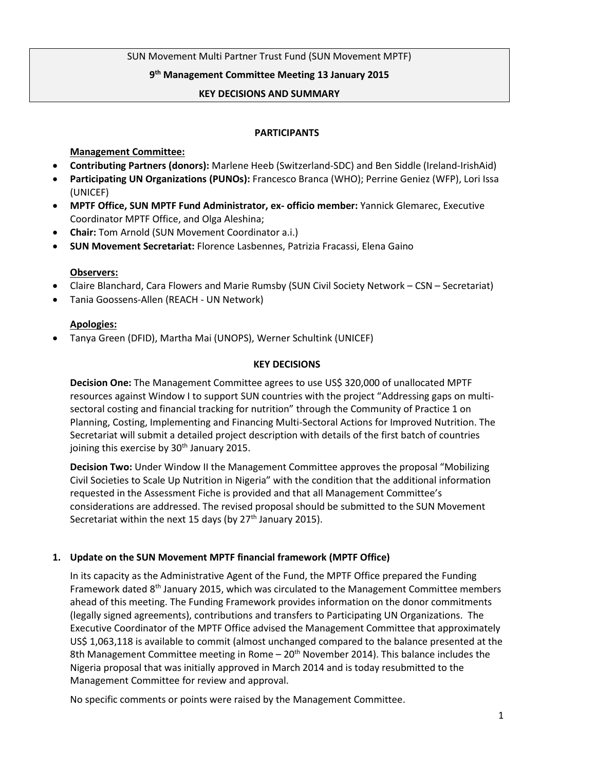SUN Movement Multi Partner Trust Fund (SUN Movement MPTF)

**9th Management Committee Meeting 13 January 2015**

**KEY DECISIONS AND SUMMARY**

**PARTICIPANTS**

**Management Committee:**

- **Contributing Partners (donors):** Marlene Heeb (Switzerland-SDC) and Ben Siddle (Ireland-IrishAid)
- **Participating UN Organizations (PUNOs):** Francesco Branca (WHO); Perrine Geniez (WFP), Lori Issa (UNICEF)
- **MPTF Office, SUN MPTF Fund Administrator, ex- officio member:** Yannick Glemarec, Executive Coordinator MPTF Office, and Olga Aleshina;
- **Chair:** Tom Arnold (SUN Movement Coordinator a.i.)
- **SUN Movement Secretariat:** Florence Lasbennes, Patrizia Fracassi, Elena Gaino

**Observers:**

- Claire Blanchard, Cara Flowers and Marie Rumsby (SUN Civil Society Network – CSN – Secretariat)
- Tania Goossens-Allen (REACH - UN Network)

**Apologies:**

- Tanya Green (DFID), Martha Mai (UNOPS), Werner Schultink (UNICEF)

**KEY DECISIONS**

**Decision One:** The Management Committee agrees to use US$ 320,000 of unallocated MPTF resources against Window I to support SUN countries with the project "Addressing gaps on multi-sectoral costing and financial tracking for nutrition" through the Community of Practice 1 on Planning, Costing, Implementing and Financing Multi-Sectoral Actions for Improved Nutrition. The Secretariat will submit a detailed project description with details of the first batch of countries joining this exercise by 30th January 2015.

**Decision Two:** Under Window II the Management Committee approves the proposal "Mobilizing Civil Societies to Scale Up Nutrition in Nigeria" with the condition that the additional information requested in the Assessment Fiche is provided and that all Management Committee's considerations are addressed. The revised proposal should be submitted to the SUN Movement Secretariat within the next 15 days (by 27th January 2015).

## 1. Update on the SUN Movement MPTF financial framework (MPTF Office)

In its capacity as the Administrative Agent of the Fund, the MPTF Office prepared the Funding Framework dated 8th January 2015, which was circulated to the Management Committee members ahead of this meeting. The Funding Framework provides information on the donor commitments (legally signed agreements), contributions and transfers to Participating UN Organizations. The Executive Coordinator of the MPTF Office advised the Management Committee that approximately US$ 1,063,118 is available to commit (almost unchanged compared to the balance presented at the 8th Management Committee meeting in Rome – 20th November 2014). This balance includes the Nigeria proposal that was initially approved in March 2014 and is today resubmitted to the Management Committee for review and approval.

No specific comments or points were raised by the Management Committee.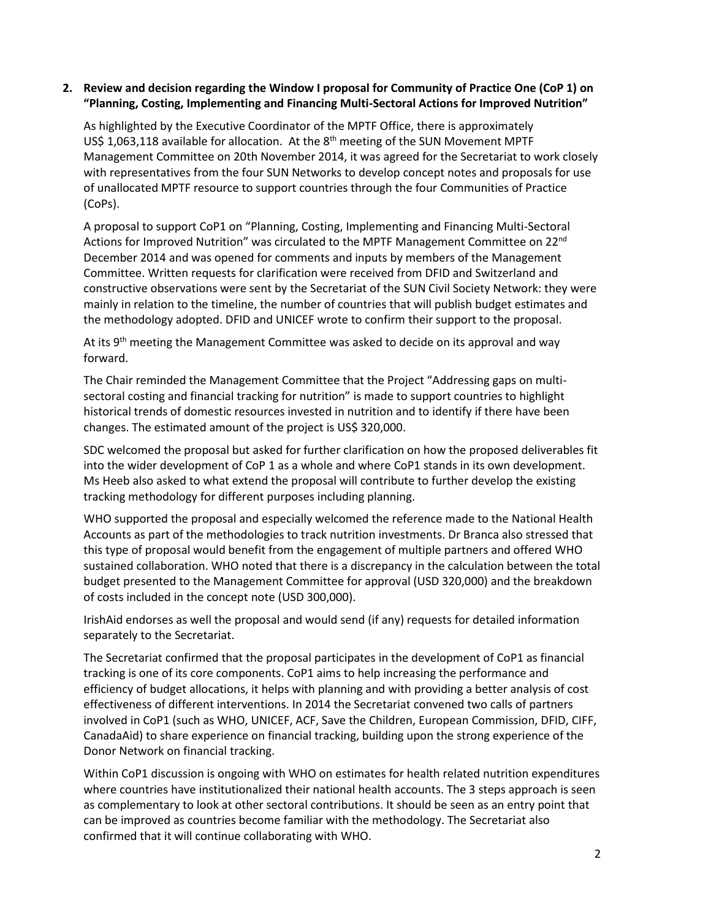**2. Review and decision regarding the Window I proposal for Community of Practice One (CoP 1) on "Planning, Costing, Implementing and Financing Multi-Sectoral Actions for Improved Nutrition"**

As highlighted by the Executive Coordinator of the MPTF Office, there is approximately US$ 1,063,118 available for allocation. At the 8th meeting of the SUN Movement MPTF Management Committee on 20th November 2014, it was agreed for the Secretariat to work closely with representatives from the four SUN Networks to develop concept notes and proposals for use of unallocated MPTF resource to support countries through the four Communities of Practice (CoPs).

A proposal to support CoP1 on "Planning, Costing, Implementing and Financing Multi-Sectoral Actions for Improved Nutrition" was circulated to the MPTF Management Committee on 22nd December 2014 and was opened for comments and inputs by members of the Management Committee. Written requests for clarification were received from DFID and Switzerland and constructive observations were sent by the Secretariat of the SUN Civil Society Network: they were mainly in relation to the timeline, the number of countries that will publish budget estimates and the methodology adopted. DFID and UNICEF wrote to confirm their support to the proposal.

At its 9th meeting the Management Committee was asked to decide on its approval and way forward.

The Chair reminded the Management Committee that the Project "Addressing gaps on multi-sectoral costing and financial tracking for nutrition" is made to support countries to highlight historical trends of domestic resources invested in nutrition and to identify if there have been changes. The estimated amount of the project is US$ 320,000.

SDC welcomed the proposal but asked for further clarification on how the proposed deliverables fit into the wider development of CoP 1 as a whole and where CoP1 stands in its own development. Ms Heeb also asked to what extend the proposal will contribute to further develop the existing tracking methodology for different purposes including planning.

WHO supported the proposal and especially welcomed the reference made to the National Health Accounts as part of the methodologies to track nutrition investments. Dr Branca also stressed that this type of proposal would benefit from the engagement of multiple partners and offered WHO sustained collaboration. WHO noted that there is a discrepancy in the calculation between the total budget presented to the Management Committee for approval (USD 320,000) and the breakdown of costs included in the concept note (USD 300,000).

IrishAid endorses as well the proposal and would send (if any) requests for detailed information separately to the Secretariat.

The Secretariat confirmed that the proposal participates in the development of CoP1 as financial tracking is one of its core components. CoP1 aims to help increasing the performance and efficiency of budget allocations, it helps with planning and with providing a better analysis of cost effectiveness of different interventions. In 2014 the Secretariat convened two calls of partners involved in CoP1 (such as WHO, UNICEF, ACF, Save the Children, European Commission, DFID, CIFF, CanadaAid) to share experience on financial tracking, building upon the strong experience of the Donor Network on financial tracking.

Within CoP1 discussion is ongoing with WHO on estimates for health related nutrition expenditures where countries have institutionalized their national health accounts. The 3 steps approach is seen as complementary to look at other sectoral contributions. It should be seen as an entry point that can be improved as countries become familiar with the methodology. The Secretariat also confirmed that it will continue collaborating with WHO.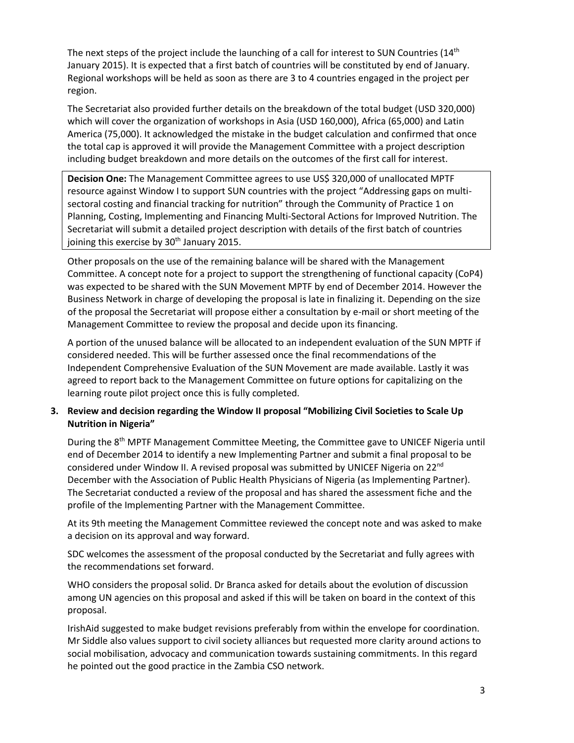The next steps of the project include the launching of a call for interest to SUN Countries (14th January 2015). It is expected that a first batch of countries will be constituted by end of January. Regional workshops will be held as soon as there are 3 to 4 countries engaged in the project per region.

The Secretariat also provided further details on the breakdown of the total budget (USD 320,000) which will cover the organization of workshops in Asia (USD 160,000), Africa (65,000) and Latin America (75,000). It acknowledged the mistake in the budget calculation and confirmed that once the total cap is approved it will provide the Management Committee with a project description including budget breakdown and more details on the outcomes of the first call for interest.

> **Decision One:** The Management Committee agrees to use US$ 320,000 of unallocated MPTF resource against Window I to support SUN countries with the project "Addressing gaps on multi-sectoral costing and financial tracking for nutrition" through the Community of Practice 1 on Planning, Costing, Implementing and Financing Multi-Sectoral Actions for Improved Nutrition. The Secretariat will submit a detailed project description with details of the first batch of countries joining this exercise by 30th January 2015.

Other proposals on the use of the remaining balance will be shared with the Management Committee. A concept note for a project to support the strengthening of functional capacity (CoP4) was expected to be shared with the SUN Movement MPTF by end of December 2014. However the Business Network in charge of developing the proposal is late in finalizing it. Depending on the size of the proposal the Secretariat will propose either a consultation by e-mail or short meeting of the Management Committee to review the proposal and decide upon its financing.

A portion of the unused balance will be allocated to an independent evaluation of the SUN MPTF if considered needed. This will be further assessed once the final recommendations of the Independent Comprehensive Evaluation of the SUN Movement are made available. Lastly it was agreed to report back to the Management Committee on future options for capitalizing on the learning route pilot project once this is fully completed.

### 3. Review and decision regarding the Window II proposal "Mobilizing Civil Societies to Scale Up Nutrition in Nigeria"

During the 8th MPTF Management Committee Meeting, the Committee gave to UNICEF Nigeria until end of December 2014 to identify a new Implementing Partner and submit a final proposal to be considered under Window II. A revised proposal was submitted by UNICEF Nigeria on 22nd December with the Association of Public Health Physicians of Nigeria (as Implementing Partner). The Secretariat conducted a review of the proposal and has shared the assessment fiche and the profile of the Implementing Partner with the Management Committee.

At its 9th meeting the Management Committee reviewed the concept note and was asked to make a decision on its approval and way forward.

SDC welcomes the assessment of the proposal conducted by the Secretariat and fully agrees with the recommendations set forward.

WHO considers the proposal solid. Dr Branca asked for details about the evolution of discussion among UN agencies on this proposal and asked if this will be taken on board in the context of this proposal.

IrishAid suggested to make budget revisions preferably from within the envelope for coordination. Mr Siddle also values support to civil society alliances but requested more clarity around actions to social mobilisation, advocacy and communication towards sustaining commitments. In this regard he pointed out the good practice in the Zambia CSO network.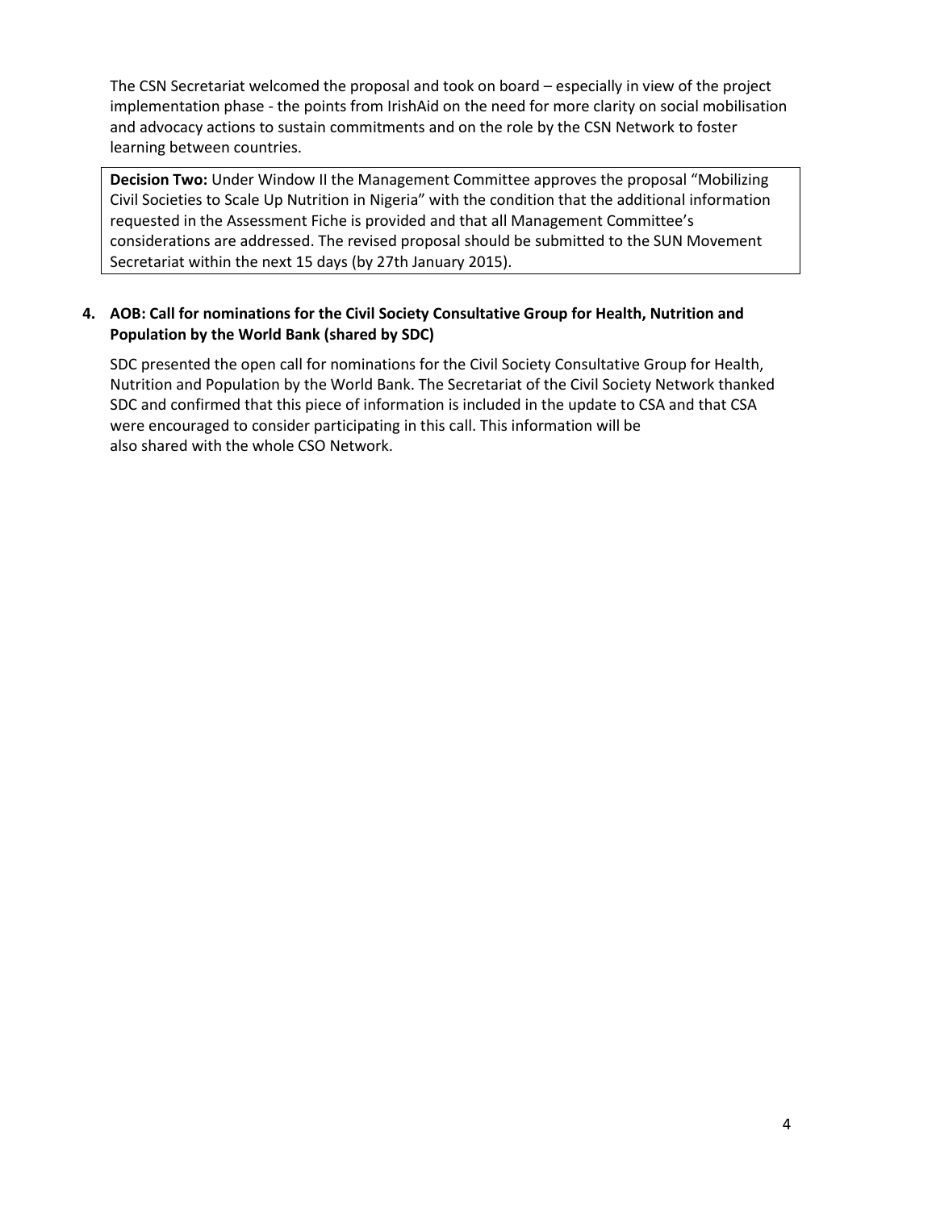The CSN Secretariat welcomed the proposal and took on board – especially in view of the project implementation phase - the points from IrishAid on the need for more clarity on social mobilisation and advocacy actions to sustain commitments and on the role by the CSN Network to foster learning between countries.

**Decision Two:** Under Window II the Management Committee approves the proposal "Mobilizing Civil Societies to Scale Up Nutrition in Nigeria" with the condition that the additional information requested in the Assessment Fiche is provided and that all Management Committee's considerations are addressed. The revised proposal should be submitted to the SUN Movement Secretariat within the next 15 days (by 27th January 2015).

**4. AOB: Call for nominations for the Civil Society Consultative Group for Health, Nutrition and Population by the World Bank (shared by SDC)**

SDC presented the open call for nominations for the Civil Society Consultative Group for Health, Nutrition and Population by the World Bank. The Secretariat of the Civil Society Network thanked SDC and confirmed that this piece of information is included in the update to CSA and that CSA were encouraged to consider participating in this call. This information will be also shared with the whole CSO Network.